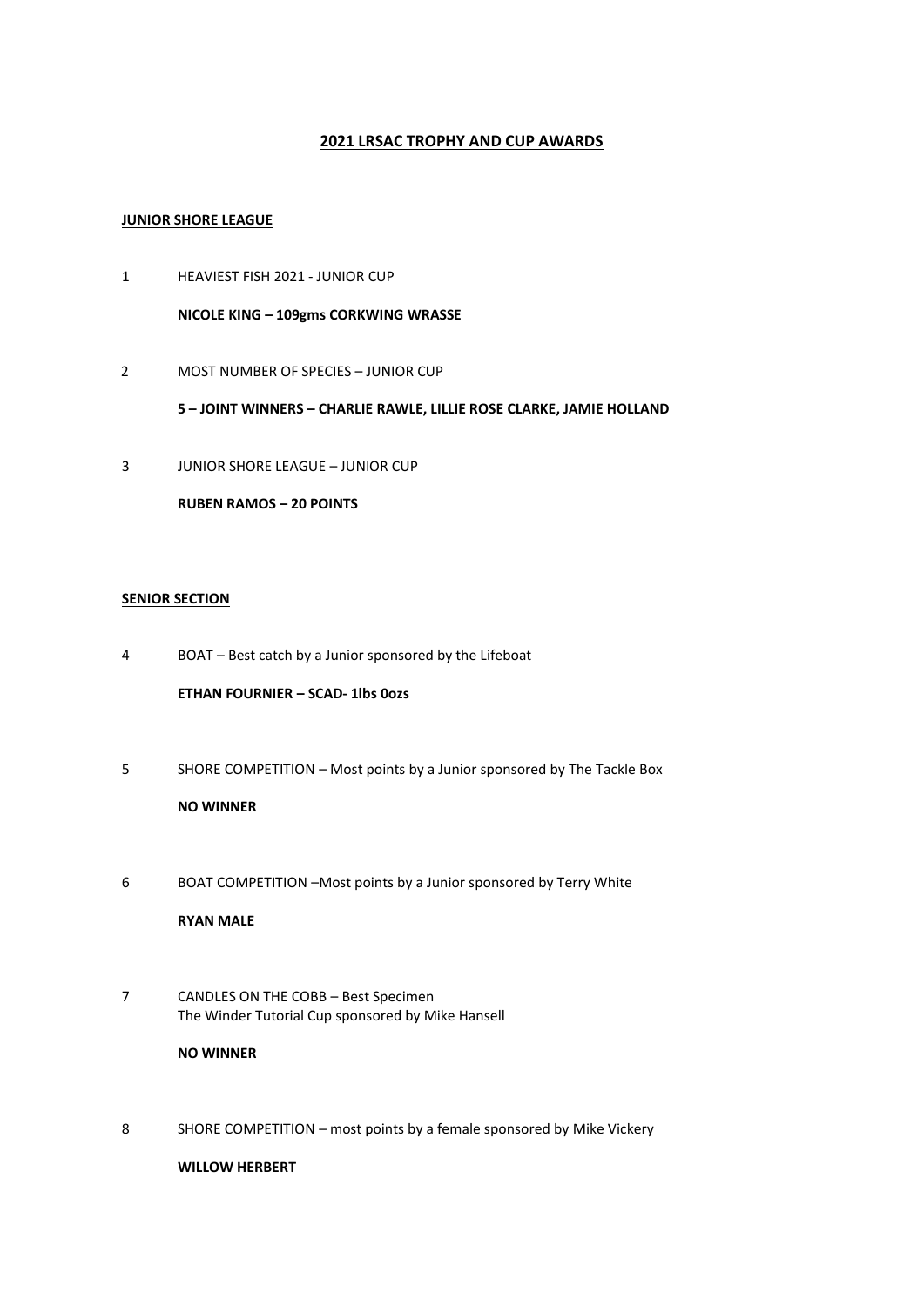# 2021 LRSAC TROPHY AND CUP AWARDS

## JUNIOR SHORE LEAGUE

1 HEAVIEST FISH 2021 - JUNIOR CUP

**NICOLE KING – 109gms CORKWING WRASSE**

2 MOST NUMBER OF SPECIES – JUNIOR CUP

**5 – JOINT WINNERS – CHARLIE RAWLE, LILLIE ROSE CLARKE, JAMIE HOLLAND**

3 JUNIOR SHORE LEAGUE – JUNIOR CUP

**RUBEN RAMOS – 20 POINTS**

## SENIOR SECTION

4 BOAT – Best catch by a Junior sponsored by the Lifeboat

**ETHAN FOURNIER – SCAD- 1lbs 0ozs**

5 SHORE COMPETITION – Most points by a Junior sponsored by The Tackle Box

**NO WINNER**

6 BOAT COMPETITION –Most points by a Junior sponsored by Terry White

**RYAN MALE**

7 CANDLES ON THE COBB – Best Specimen
The Winder Tutorial Cup sponsored by Mike Hansell

**NO WINNER**

8 SHORE COMPETITION – most points by a female sponsored by Mike Vickery

**WILLOW HERBERT**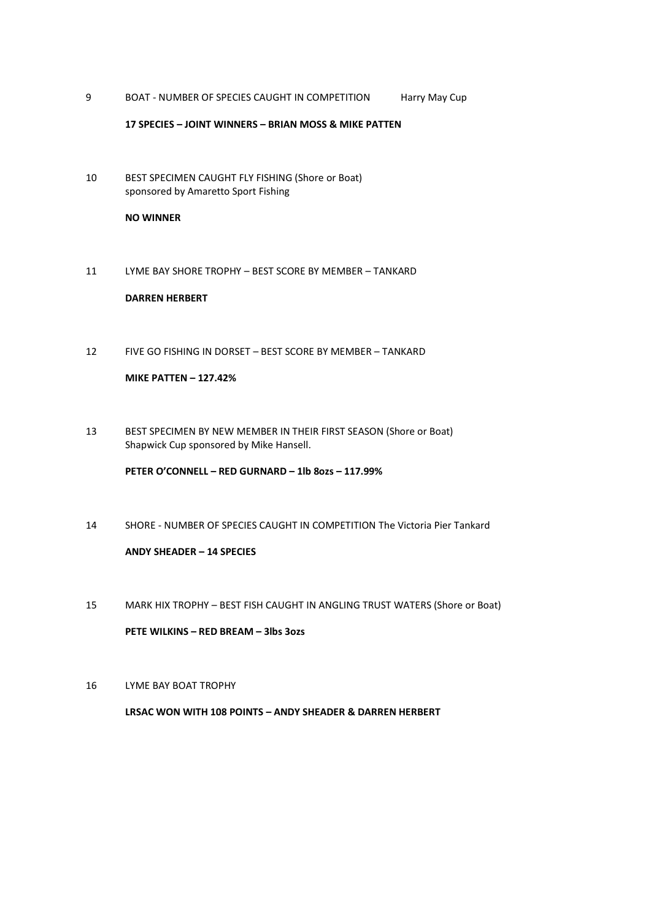9 BOAT - NUMBER OF SPECIES CAUGHT IN COMPETITION Harry May Cup

**17 SPECIES – JOINT WINNERS – BRIAN MOSS & MIKE PATTEN**

10 BEST SPECIMEN CAUGHT FLY FISHING (Shore or Boat)
sponsored by Amaretto Sport Fishing

**NO WINNER**

11 LYME BAY SHORE TROPHY – BEST SCORE BY MEMBER – TANKARD

**DARREN HERBERT**

12 FIVE GO FISHING IN DORSET – BEST SCORE BY MEMBER – TANKARD

**MIKE PATTEN – 127.42%**

13 BEST SPECIMEN BY NEW MEMBER IN THEIR FIRST SEASON (Shore or Boat)
Shapwick Cup sponsored by Mike Hansell.

**PETER O'CONNELL – RED GURNARD – 1lb 8ozs – 117.99%**

14 SHORE - NUMBER OF SPECIES CAUGHT IN COMPETITION The Victoria Pier Tankard

**ANDY SHEADER – 14 SPECIES**

15 MARK HIX TROPHY – BEST FISH CAUGHT IN ANGLING TRUST WATERS (Shore or Boat)

**PETE WILKINS – RED BREAM – 3lbs 3ozs**

16 LYME BAY BOAT TROPHY

**LRSAC WON WITH 108 POINTS – ANDY SHEADER & DARREN HERBERT**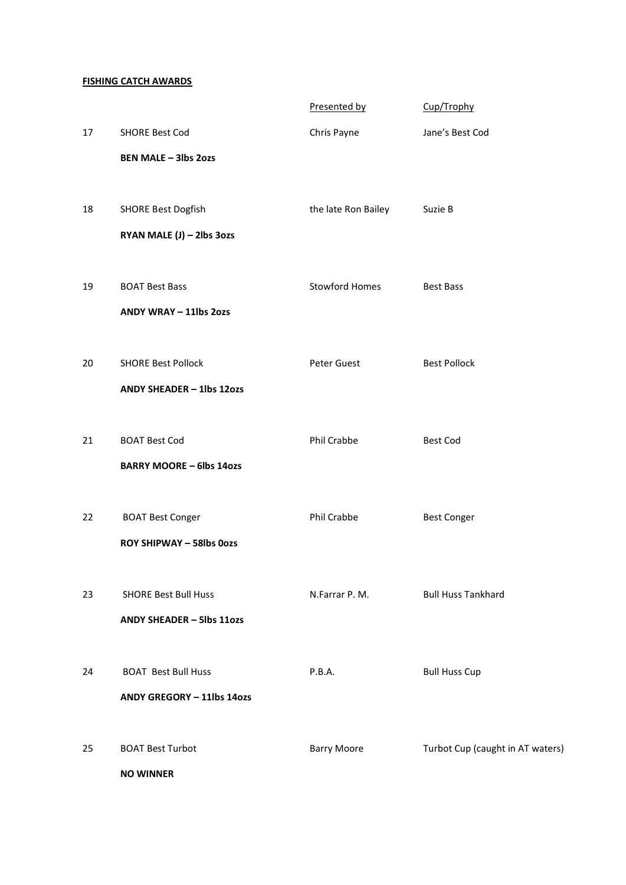**FISHING CATCH AWARDS**

| | | Presented by | Cup/Trophy |
|---|---|---|---|
| 17 | SHORE Best Cod<br>**BEN MALE – 3lbs 2ozs** | Chris Payne | Jane's Best Cod |
| 18 | SHORE Best Dogfish<br>**RYAN MALE (J) – 2lbs 3ozs** | the late Ron Bailey | Suzie B |
| 19 | BOAT Best Bass<br>**ANDY WRAY – 11lbs 2ozs** | Stowford Homes | Best Bass |
| 20 | SHORE Best Pollock<br>**ANDY SHEADER – 1lbs 12ozs** | Peter Guest | Best Pollock |
| 21 | BOAT Best Cod<br>**BARRY MOORE – 6lbs 14ozs** | Phil Crabbe | Best Cod |
| 22 | BOAT Best Conger<br>**ROY SHIPWAY – 58lbs 0ozs** | Phil Crabbe | Best Conger |
| 23 | SHORE Best Bull Huss<br>**ANDY SHEADER – 5lbs 11ozs** | N.Farrar P. M. | Bull Huss Tankhard |
| 24 | BOAT Best Bull Huss<br>**ANDY GREGORY – 11lbs 14ozs** | P.B.A. | Bull Huss Cup |
| 25 | BOAT Best Turbot<br>**NO WINNER** | Barry Moore | Turbot Cup (caught in AT waters) |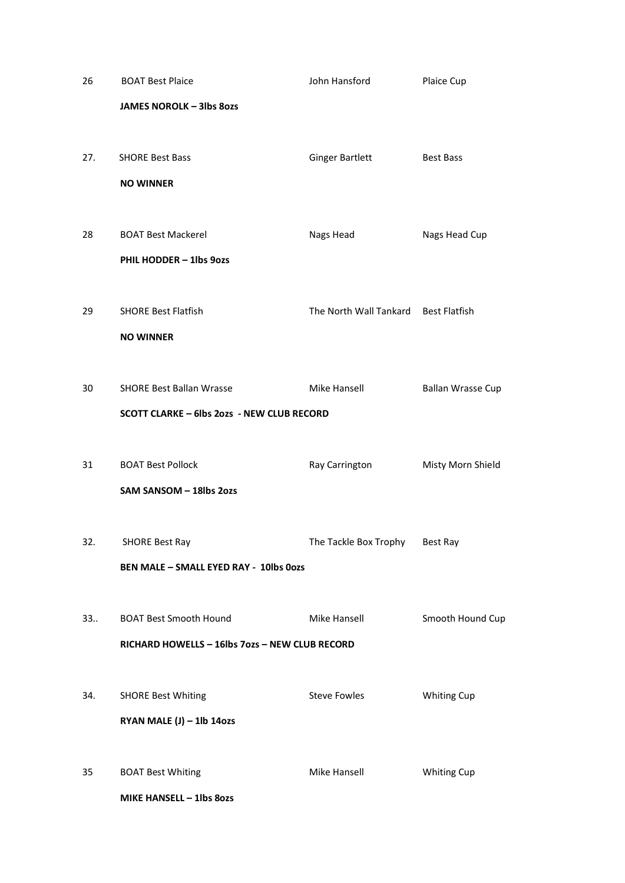26 BOAT Best Plaice | John Hansford | Plaice Cup

**JAMES NOROLK – 3lbs 8ozs**

27. SHORE Best Bass | Ginger Bartlett | Best Bass

**NO WINNER**

28 BOAT Best Mackerel | Nags Head | Nags Head Cup

**PHIL HODDER – 1lbs 9ozs**

29 SHORE Best Flatfish | The North Wall Tankard | Best Flatfish

**NO WINNER**

30 SHORE Best Ballan Wrasse | Mike Hansell | Ballan Wrasse Cup

**SCOTT CLARKE – 6lbs 2ozs - NEW CLUB RECORD**

31 BOAT Best Pollock | Ray Carrington | Misty Morn Shield

**SAM SANSOM – 18lbs 2ozs**

32. SHORE Best Ray | The Tackle Box Trophy | Best Ray

**BEN MALE – SMALL EYED RAY - 10lbs 0ozs**

33.. BOAT Best Smooth Hound | Mike Hansell | Smooth Hound Cup

**RICHARD HOWELLS – 16lbs 7ozs – NEW CLUB RECORD**

34. SHORE Best Whiting | Steve Fowles | Whiting Cup

**RYAN MALE (J) – 1lb 14ozs**

35 BOAT Best Whiting | Mike Hansell | Whiting Cup

**MIKE HANSELL – 1lbs 8ozs**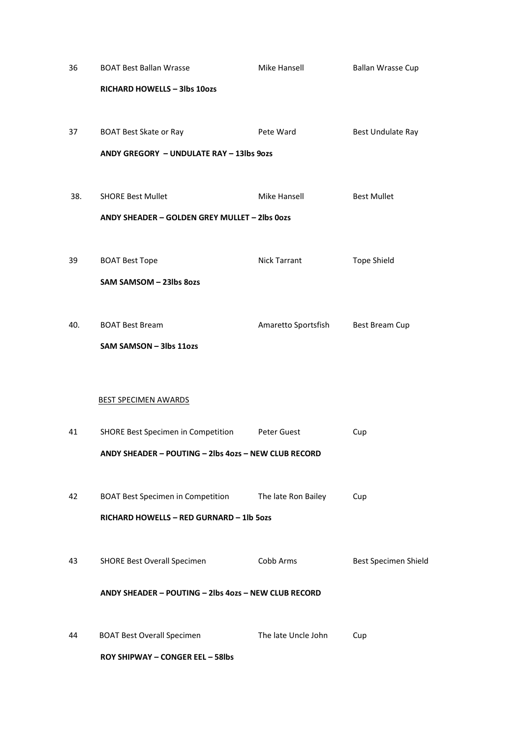36 BOAT Best Ballan Wrasse Mike Hansell Ballan Wrasse Cup

**RICHARD HOWELLS – 3lbs 10ozs**

37 BOAT Best Skate or Ray Pete Ward Best Undulate Ray

**ANDY GREGORY – UNDULATE RAY – 13lbs 9ozs**

38. SHORE Best Mullet Mike Hansell Best Mullet

**ANDY SHEADER – GOLDEN GREY MULLET – 2lbs 0ozs**

39 BOAT Best Tope Nick Tarrant Tope Shield

**SAM SAMSOM – 23lbs 8ozs**

40. BOAT Best Bream Amaretto Sportsfish Best Bream Cup

**SAM SAMSON – 3lbs 11ozs**

BEST SPECIMEN AWARDS

41 SHORE Best Specimen in Competition Peter Guest Cup

**ANDY SHEADER – POUTING – 2lbs 4ozs – NEW CLUB RECORD**

42 BOAT Best Specimen in Competition The late Ron Bailey Cup

**RICHARD HOWELLS – RED GURNARD – 1lb 5ozs**

43 SHORE Best Overall Specimen Cobb Arms Best Specimen Shield

**ANDY SHEADER – POUTING – 2lbs 4ozs – NEW CLUB RECORD**

44 BOAT Best Overall Specimen The late Uncle John Cup

**ROY SHIPWAY – CONGER EEL – 58lbs**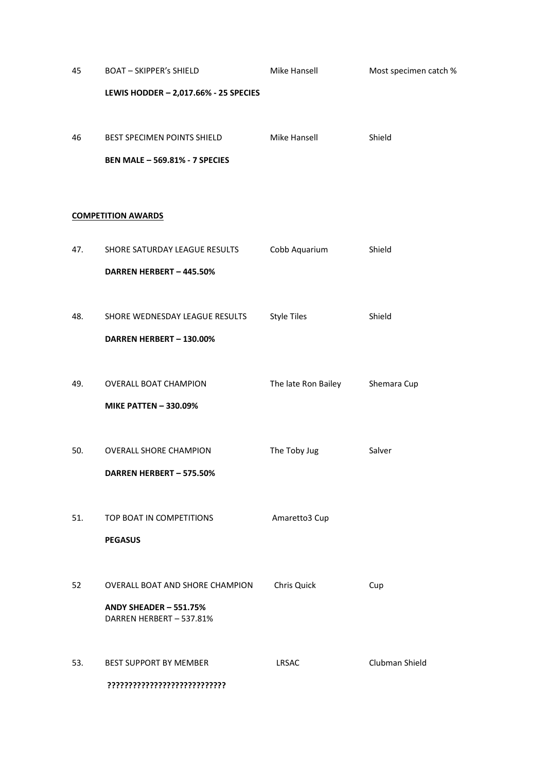45 BOAT – SKIPPER's SHIELD — Mike Hansell — Most specimen catch %

**LEWIS HODDER – 2,017.66% - 25 SPECIES**

46 BEST SPECIMEN POINTS SHIELD — Mike Hansell — Shield

**BEN MALE – 569.81% - 7 SPECIES**

**COMPETITION AWARDS**

47. SHORE SATURDAY LEAGUE RESULTS — Cobb Aquarium — Shield

**DARREN HERBERT – 445.50%**

48. SHORE WEDNESDAY LEAGUE RESULTS — Style Tiles — Shield

**DARREN HERBERT – 130.00%**

49. OVERALL BOAT CHAMPION — The late Ron Bailey — Shemara Cup

**MIKE PATTEN – 330.09%**

50. OVERALL SHORE CHAMPION — The Toby Jug — Salver

**DARREN HERBERT – 575.50%**

51. TOP BOAT IN COMPETITIONS — Amaretto3 Cup

**PEGASUS**

52 OVERALL BOAT AND SHORE CHAMPION — Chris Quick — Cup

**ANDY SHEADER – 551.75%**
DARREN HERBERT – 537.81%

53. BEST SUPPORT BY MEMBER — LRSAC — Clubman Shield

**???????????????????????????**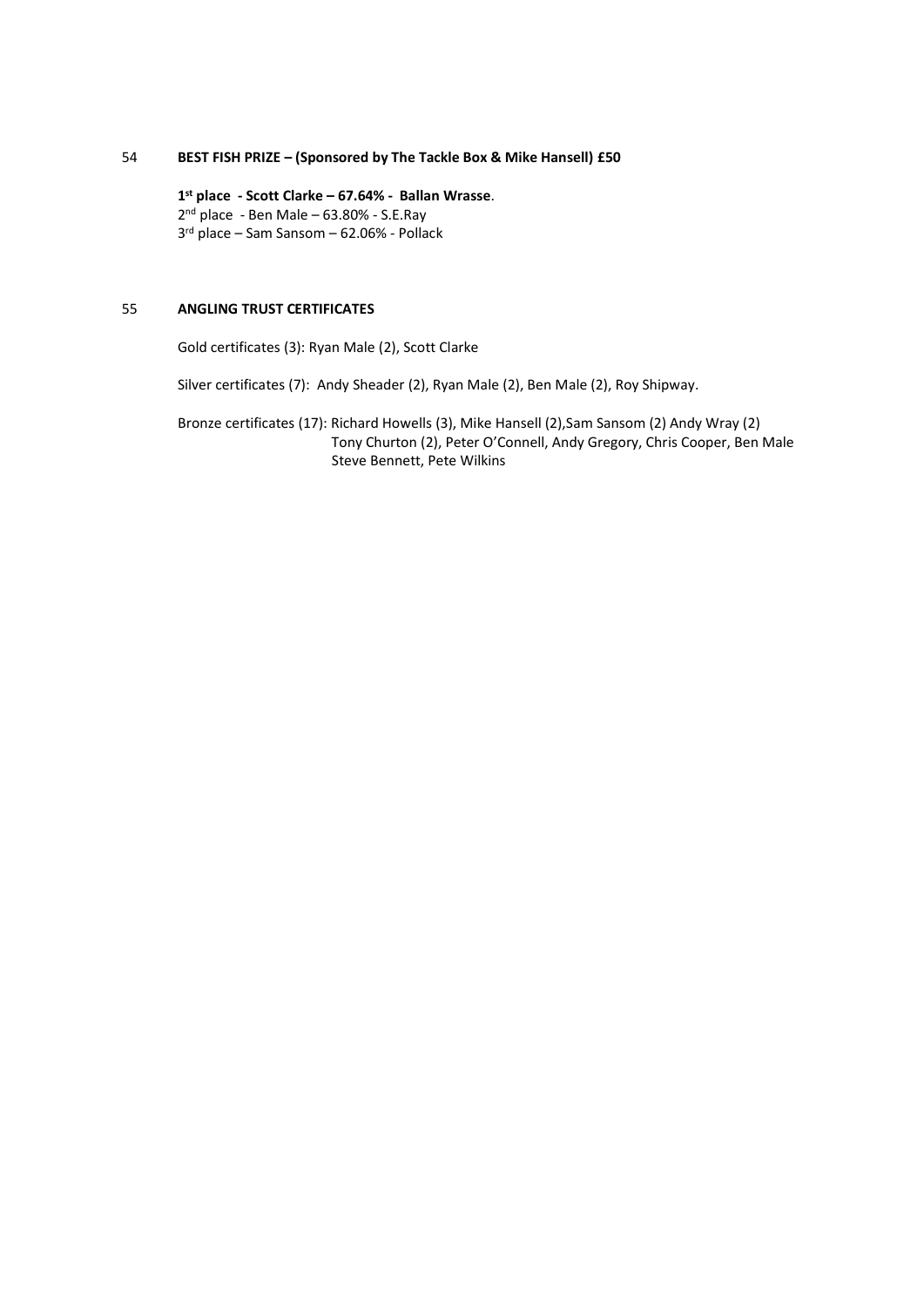54 **BEST FISH PRIZE – (Sponsored by The Tackle Box & Mike Hansell) £50**

**1st place - Scott Clarke – 67.64% - Ballan Wrasse**.
2nd place - Ben Male – 63.80% - S.E.Ray
3rd place – Sam Sansom – 62.06% - Pollack

55 **ANGLING TRUST CERTIFICATES**

Gold certificates (3): Ryan Male (2), Scott Clarke

Silver certificates (7): Andy Sheader (2), Ryan Male (2), Ben Male (2), Roy Shipway.

Bronze certificates (17): Richard Howells (3), Mike Hansell (2),Sam Sansom (2) Andy Wray (2) Tony Churton (2), Peter O'Connell, Andy Gregory, Chris Cooper, Ben Male Steve Bennett, Pete Wilkins